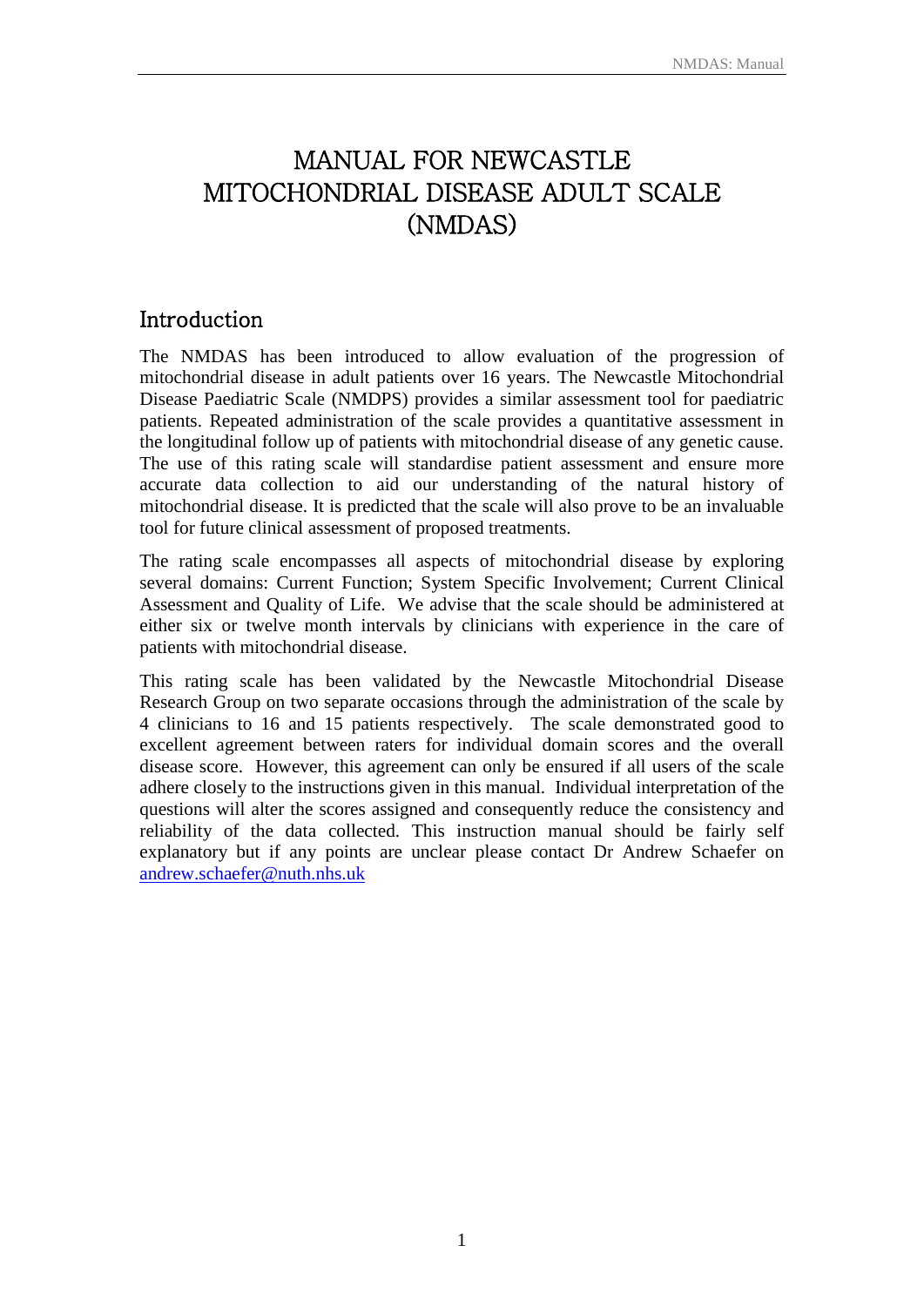# MANUAL FOR NEWCASTLE MITOCHONDRIAL DISEASE ADULT SCALE (NMDAS)

## Introduction

The NMDAS has been introduced to allow evaluation of the progression of mitochondrial disease in adult patients over 16 years. The Newcastle Mitochondrial Disease Paediatric Scale (NMDPS) provides a similar assessment tool for paediatric patients. Repeated administration of the scale provides a quantitative assessment in the longitudinal follow up of patients with mitochondrial disease of any genetic cause. The use of this rating scale will standardise patient assessment and ensure more accurate data collection to aid our understanding of the natural history of mitochondrial disease. It is predicted that the scale will also prove to be an invaluable tool for future clinical assessment of proposed treatments.

The rating scale encompasses all aspects of mitochondrial disease by exploring several domains: Current Function; System Specific Involvement; Current Clinical Assessment and Quality of Life. We advise that the scale should be administered at either six or twelve month intervals by clinicians with experience in the care of patients with mitochondrial disease.

This rating scale has been validated by the Newcastle Mitochondrial Disease Research Group on two separate occasions through the administration of the scale by 4 clinicians to 16 and 15 patients respectively. The scale demonstrated good to excellent agreement between raters for individual domain scores and the overall disease score. However, this agreement can only be ensured if all users of the scale adhere closely to the instructions given in this manual. Individual interpretation of the questions will alter the scores assigned and consequently reduce the consistency and reliability of the data collected. This instruction manual should be fairly self explanatory but if any points are unclear please contact Dr Andrew Schaefer on andrew.schaefer@nuth.nhs.uk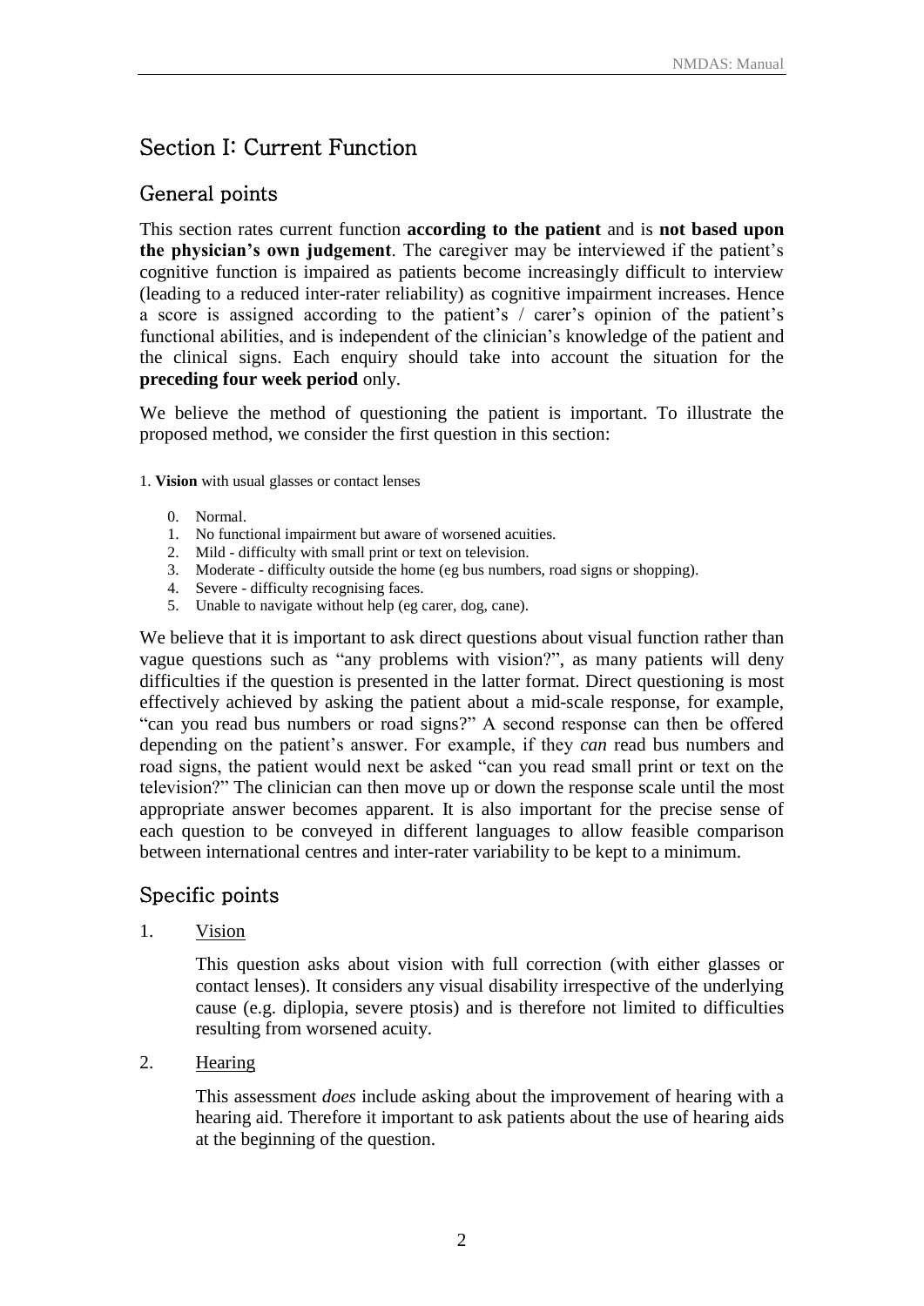# Section I: Current Function

## General points

This section rates current function **according to the patient** and is **not based upon the physician's own judgement**. The caregiver may be interviewed if the patient's cognitive function is impaired as patients become increasingly difficult to interview (leading to a reduced inter-rater reliability) as cognitive impairment increases. Hence a score is assigned according to the patient's / carer's opinion of the patient's functional abilities, and is independent of the clinician's knowledge of the patient and the clinical signs. Each enquiry should take into account the situation for the **preceding four week period** only.

We believe the method of questioning the patient is important. To illustrate the proposed method, we consider the first question in this section:

1. **Vision** with usual glasses or contact lenses

    0. Normal.
    1. No functional impairment but aware of worsened acuities.
    2. Mild - difficulty with small print or text on television.
    3. Moderate - difficulty outside the home (eg bus numbers, road signs or shopping).
    4. Severe - difficulty recognising faces.
    5. Unable to navigate without help (eg carer, dog, cane).

We believe that it is important to ask direct questions about visual function rather than vague questions such as "any problems with vision?", as many patients will deny difficulties if the question is presented in the latter format. Direct questioning is most effectively achieved by asking the patient about a mid-scale response, for example, "can you read bus numbers or road signs?" A second response can then be offered depending on the patient's answer. For example, if they *can* read bus numbers and road signs, the patient would next be asked "can you read small print or text on the television?" The clinician can then move up or down the response scale until the most appropriate answer becomes apparent. It is also important for the precise sense of each question to be conveyed in different languages to allow feasible comparison between international centres and inter-rater variability to be kept to a minimum.

## Specific points

1. Vision

    This question asks about vision with full correction (with either glasses or contact lenses). It considers any visual disability irrespective of the underlying cause (e.g. diplopia, severe ptosis) and is therefore not limited to difficulties resulting from worsened acuity.

2. Hearing

    This assessment *does* include asking about the improvement of hearing with a hearing aid. Therefore it important to ask patients about the use of hearing aids at the beginning of the question.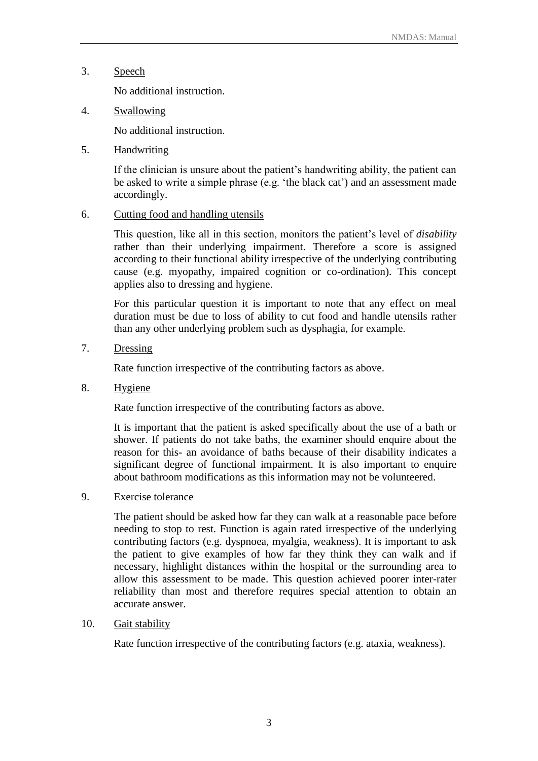3. Speech

   No additional instruction.

4. Swallowing

   No additional instruction.

5. Handwriting

   If the clinician is unsure about the patient's handwriting ability, the patient can be asked to write a simple phrase (e.g. 'the black cat') and an assessment made accordingly.

6. Cutting food and handling utensils

   This question, like all in this section, monitors the patient's level of *disability* rather than their underlying impairment. Therefore a score is assigned according to their functional ability irrespective of the underlying contributing cause (e.g. myopathy, impaired cognition or co-ordination). This concept applies also to dressing and hygiene.

   For this particular question it is important to note that any effect on meal duration must be due to loss of ability to cut food and handle utensils rather than any other underlying problem such as dysphagia, for example.

7. Dressing

   Rate function irrespective of the contributing factors as above.

8. Hygiene

   Rate function irrespective of the contributing factors as above.

   It is important that the patient is asked specifically about the use of a bath or shower. If patients do not take baths, the examiner should enquire about the reason for this- an avoidance of baths because of their disability indicates a significant degree of functional impairment. It is also important to enquire about bathroom modifications as this information may not be volunteered.

9. Exercise tolerance

   The patient should be asked how far they can walk at a reasonable pace before needing to stop to rest. Function is again rated irrespective of the underlying contributing factors (e.g. dyspnoea, myalgia, weakness). It is important to ask the patient to give examples of how far they think they can walk and if necessary, highlight distances within the hospital or the surrounding area to allow this assessment to be made. This question achieved poorer inter-rater reliability than most and therefore requires special attention to obtain an accurate answer.

10. Gait stability

    Rate function irrespective of the contributing factors (e.g. ataxia, weakness).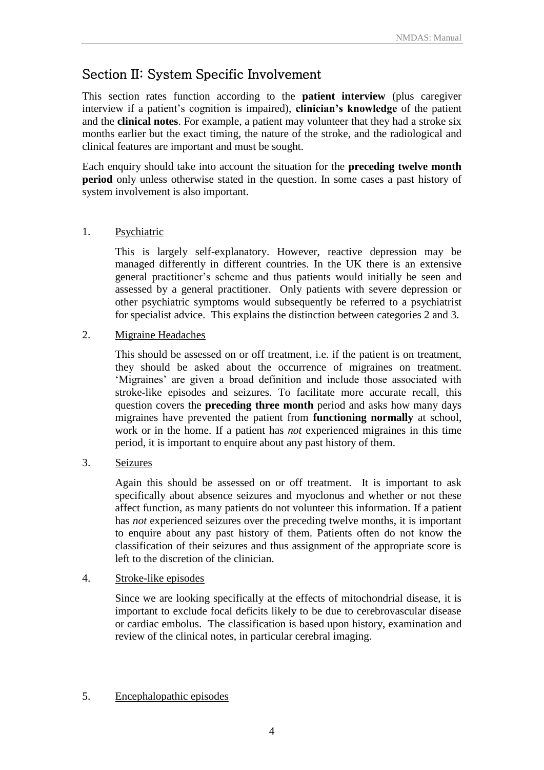## Section II: System Specific Involvement

This section rates function according to the **patient interview** (plus caregiver interview if a patient's cognition is impaired), **clinician's knowledge** of the patient and the **clinical notes**. For example, a patient may volunteer that they had a stroke six months earlier but the exact timing, the nature of the stroke, and the radiological and clinical features are important and must be sought.

Each enquiry should take into account the situation for the **preceding twelve month period** only unless otherwise stated in the question. In some cases a past history of system involvement is also important.

1. Psychiatric

   This is largely self-explanatory. However, reactive depression may be managed differently in different countries. In the UK there is an extensive general practitioner's scheme and thus patients would initially be seen and assessed by a general practitioner. Only patients with severe depression or other psychiatric symptoms would subsequently be referred to a psychiatrist for specialist advice. This explains the distinction between categories 2 and 3.

2. Migraine Headaches

   This should be assessed on or off treatment, i.e. if the patient is on treatment, they should be asked about the occurrence of migraines on treatment. 'Migraines' are given a broad definition and include those associated with stroke-like episodes and seizures. To facilitate more accurate recall, this question covers the **preceding three month** period and asks how many days migraines have prevented the patient from **functioning normally** at school, work or in the home. If a patient has *not* experienced migraines in this time period, it is important to enquire about any past history of them.

3. Seizures

   Again this should be assessed on or off treatment. It is important to ask specifically about absence seizures and myoclonus and whether or not these affect function, as many patients do not volunteer this information. If a patient has *not* experienced seizures over the preceding twelve months, it is important to enquire about any past history of them. Patients often do not know the classification of their seizures and thus assignment of the appropriate score is left to the discretion of the clinician.

4. Stroke-like episodes

   Since we are looking specifically at the effects of mitochondrial disease, it is important to exclude focal deficits likely to be due to cerebrovascular disease or cardiac embolus. The classification is based upon history, examination and review of the clinical notes, in particular cerebral imaging.

5. Encephalopathic episodes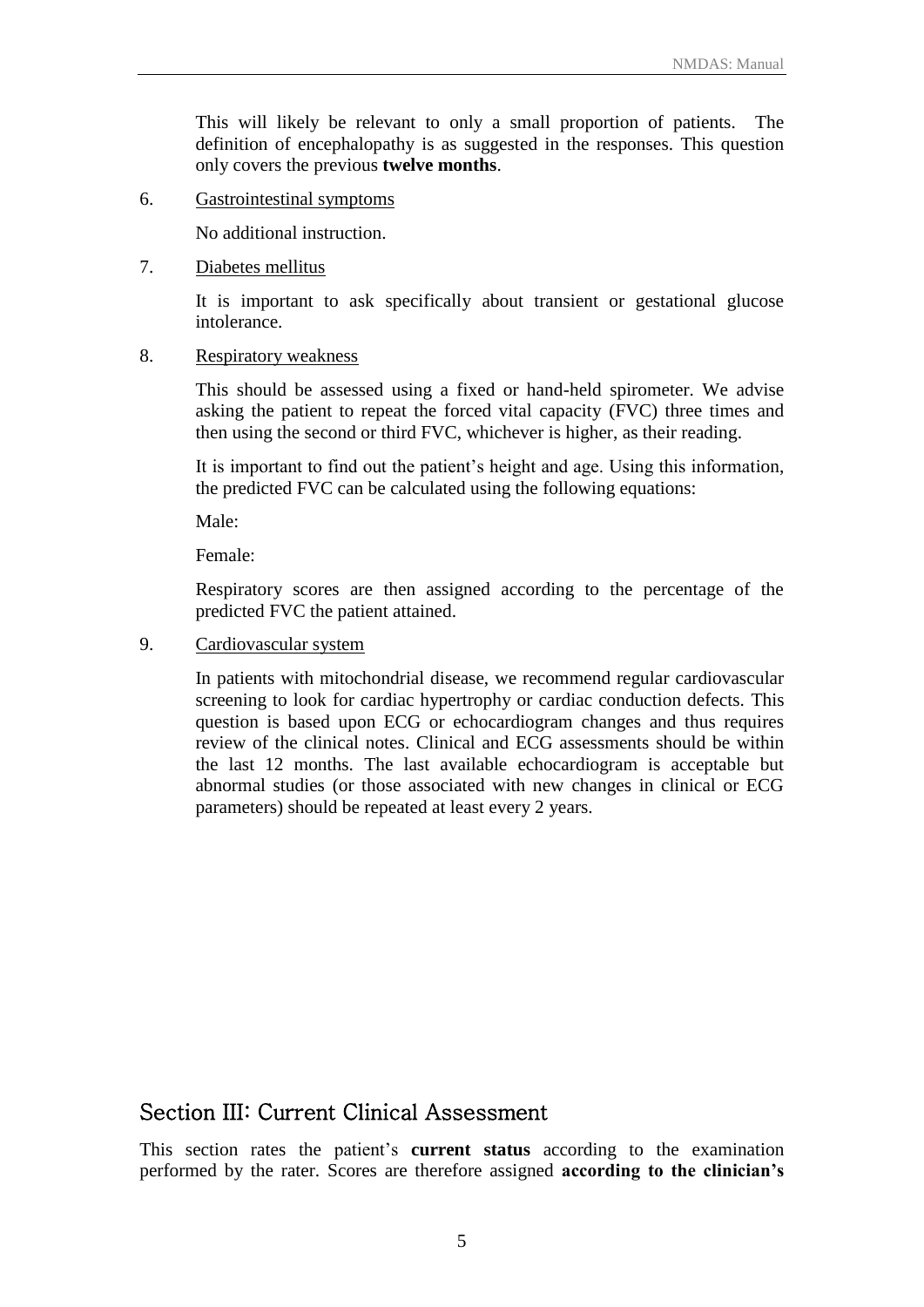This will likely be relevant to only a small proportion of patients. The definition of encephalopathy is as suggested in the responses. This question only covers the previous **twelve months**.

6. Gastrointestinal symptoms

   No additional instruction.

7. Diabetes mellitus

   It is important to ask specifically about transient or gestational glucose intolerance.

8. Respiratory weakness

   This should be assessed using a fixed or hand-held spirometer. We advise asking the patient to repeat the forced vital capacity (FVC) three times and then using the second or third FVC, whichever is higher, as their reading.

   It is important to find out the patient's height and age. Using this information, the predicted FVC can be calculated using the following equations:

   Male:

   Female:

   Respiratory scores are then assigned according to the percentage of the predicted FVC the patient attained.

9. Cardiovascular system

   In patients with mitochondrial disease, we recommend regular cardiovascular screening to look for cardiac hypertrophy or cardiac conduction defects. This question is based upon ECG or echocardiogram changes and thus requires review of the clinical notes. Clinical and ECG assessments should be within the last 12 months. The last available echocardiogram is acceptable but abnormal studies (or those associated with new changes in clinical or ECG parameters) should be repeated at least every 2 years.

## Section III: Current Clinical Assessment

This section rates the patient's **current status** according to the examination performed by the rater. Scores are therefore assigned **according to the clinician's**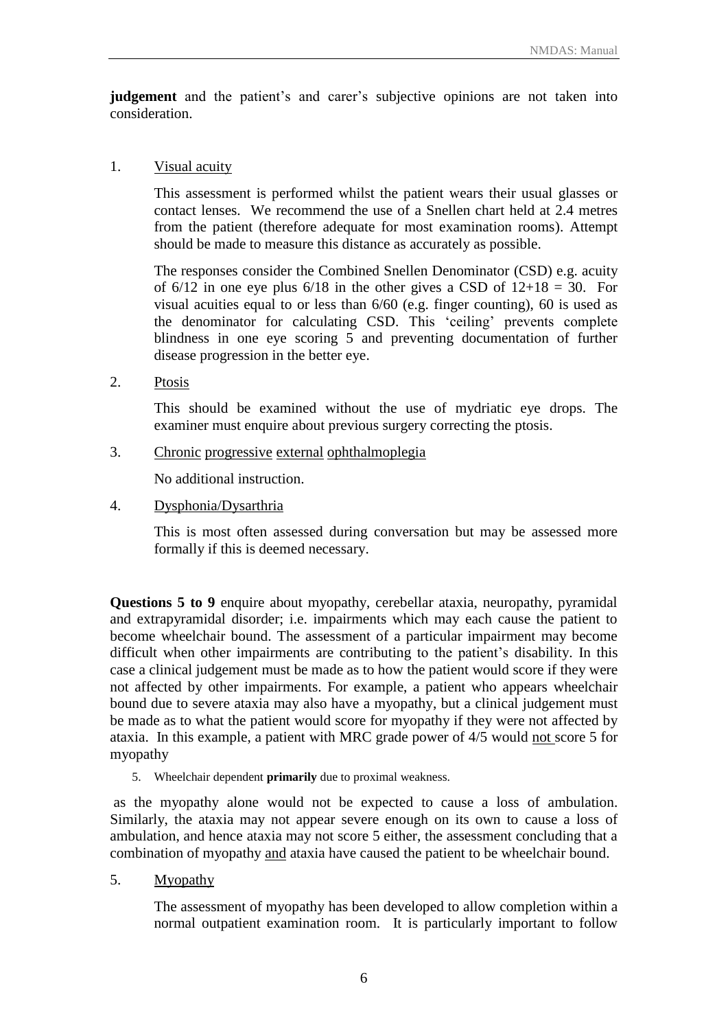**judgement** and the patient's and carer's subjective opinions are not taken into consideration.

1. Visual acuity

   This assessment is performed whilst the patient wears their usual glasses or contact lenses. We recommend the use of a Snellen chart held at 2.4 metres from the patient (therefore adequate for most examination rooms). Attempt should be made to measure this distance as accurately as possible.

   The responses consider the Combined Snellen Denominator (CSD) e.g. acuity of 6/12 in one eye plus 6/18 in the other gives a CSD of $12+18 = 30$. For visual acuities equal to or less than 6/60 (e.g. finger counting), 60 is used as the denominator for calculating CSD. This 'ceiling' prevents complete blindness in one eye scoring 5 and preventing documentation of further disease progression in the better eye.

2. Ptosis

   This should be examined without the use of mydriatic eye drops. The examiner must enquire about previous surgery correcting the ptosis.

3. Chronic progressive external ophthalmoplegia

   No additional instruction.

4. Dysphonia/Dysarthria

   This is most often assessed during conversation but may be assessed more formally if this is deemed necessary.

**Questions 5 to 9** enquire about myopathy, cerebellar ataxia, neuropathy, pyramidal and extrapyramidal disorder; i.e. impairments which may each cause the patient to become wheelchair bound. The assessment of a particular impairment may become difficult when other impairments are contributing to the patient's disability. In this case a clinical judgement must be made as to how the patient would score if they were not affected by other impairments. For example, a patient who appears wheelchair bound due to severe ataxia may also have a myopathy, but a clinical judgement must be made as to what the patient would score for myopathy if they were not affected by ataxia. In this example, a patient with MRC grade power of 4/5 would not score 5 for myopathy

5. Wheelchair dependent **primarily** due to proximal weakness.

as the myopathy alone would not be expected to cause a loss of ambulation. Similarly, the ataxia may not appear severe enough on its own to cause a loss of ambulation, and hence ataxia may not score 5 either, the assessment concluding that a combination of myopathy and ataxia have caused the patient to be wheelchair bound.

5. Myopathy

   The assessment of myopathy has been developed to allow completion within a normal outpatient examination room. It is particularly important to follow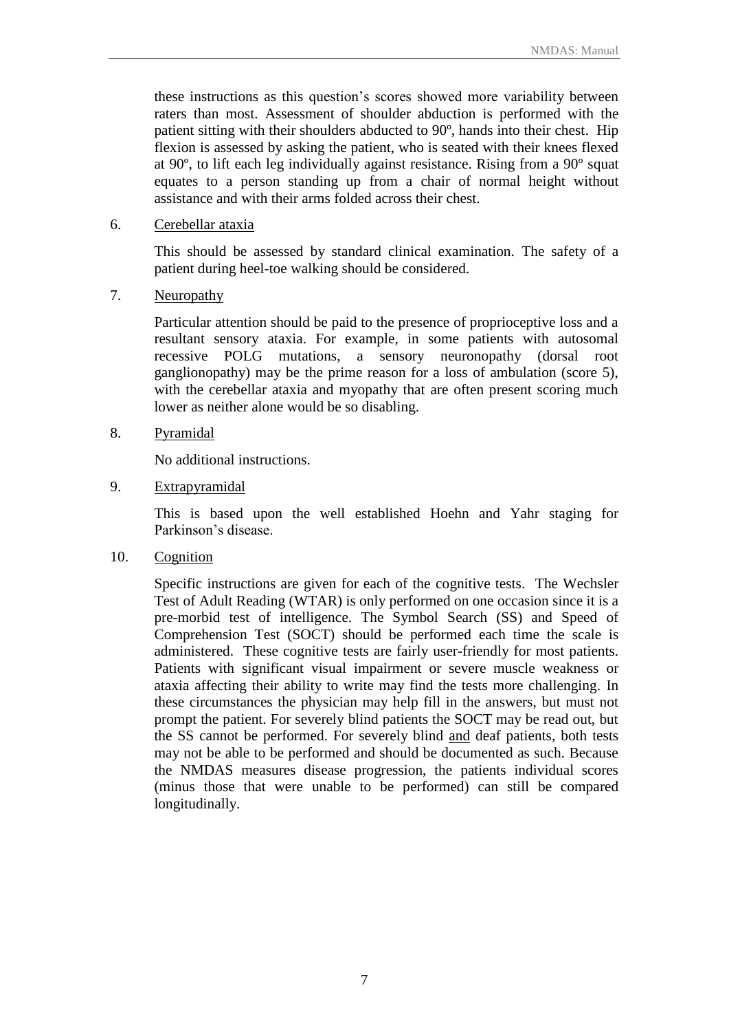these instructions as this question's scores showed more variability between raters than most. Assessment of shoulder abduction is performed with the patient sitting with their shoulders abducted to 90º, hands into their chest. Hip flexion is assessed by asking the patient, who is seated with their knees flexed at 90º, to lift each leg individually against resistance. Rising from a 90º squat equates to a person standing up from a chair of normal height without assistance and with their arms folded across their chest.

6. <u>Cerebellar ataxia</u>

   This should be assessed by standard clinical examination. The safety of a patient during heel-toe walking should be considered.

7. <u>Neuropathy</u>

   Particular attention should be paid to the presence of proprioceptive loss and a resultant sensory ataxia. For example, in some patients with autosomal recessive POLG mutations, a sensory neuronopathy (dorsal root ganglionopathy) may be the prime reason for a loss of ambulation (score 5), with the cerebellar ataxia and myopathy that are often present scoring much lower as neither alone would be so disabling.

8. <u>Pyramidal</u>

   No additional instructions.

9. <u>Extrapyramidal</u>

   This is based upon the well established Hoehn and Yahr staging for Parkinson's disease.

10. <u>Cognition</u>

    Specific instructions are given for each of the cognitive tests. The Wechsler Test of Adult Reading (WTAR) is only performed on one occasion since it is a pre-morbid test of intelligence. The Symbol Search (SS) and Speed of Comprehension Test (SOCT) should be performed each time the scale is administered. These cognitive tests are fairly user-friendly for most patients. Patients with significant visual impairment or severe muscle weakness or ataxia affecting their ability to write may find the tests more challenging. In these circumstances the physician may help fill in the answers, but must not prompt the patient. For severely blind patients the SOCT may be read out, but the SS cannot be performed. For severely blind <u>and</u> deaf patients, both tests may not be able to be performed and should be documented as such. Because the NMDAS measures disease progression, the patients individual scores (minus those that were unable to be performed) can still be compared longitudinally.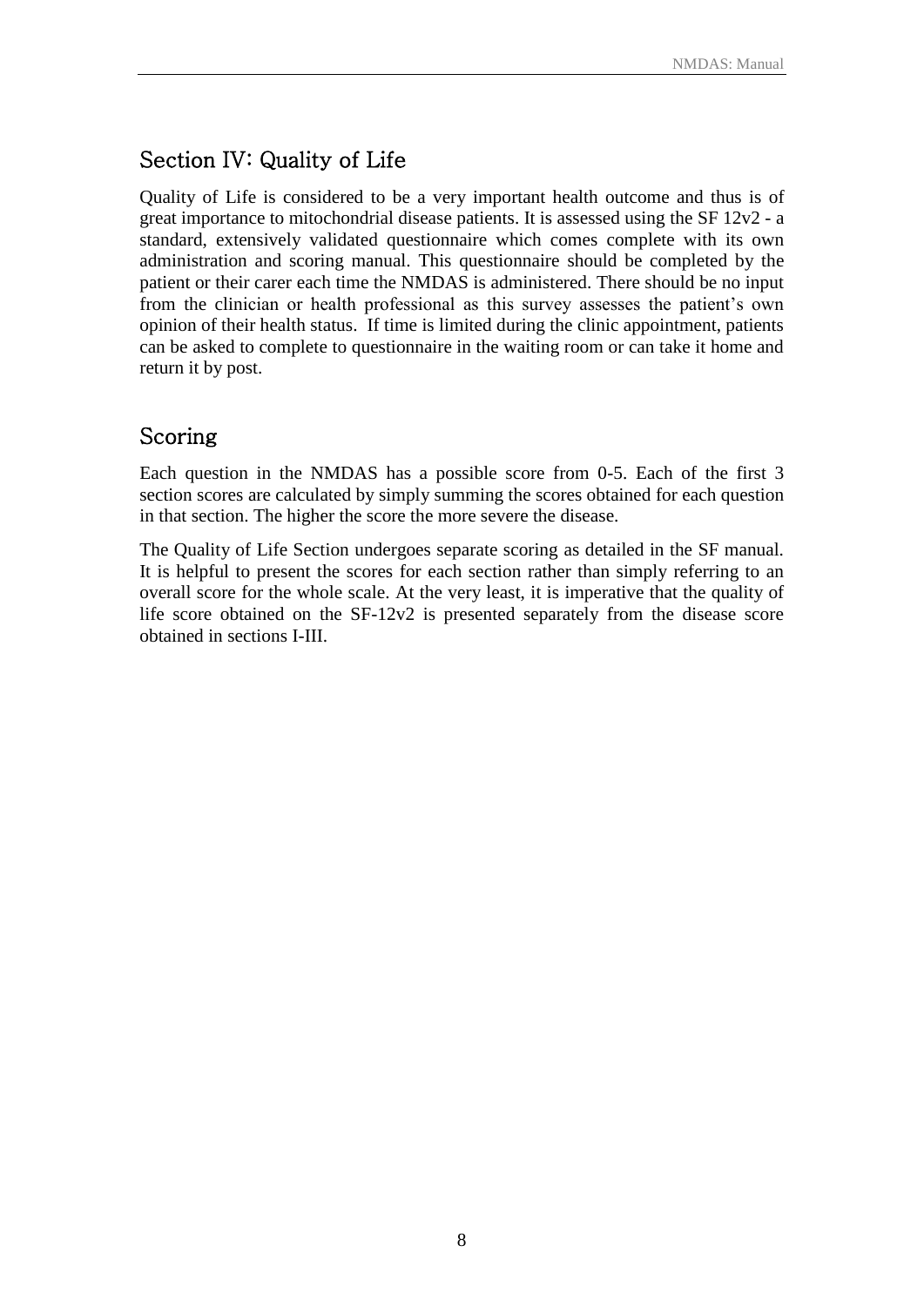## Section IV: Quality of Life

Quality of Life is considered to be a very important health outcome and thus is of great importance to mitochondrial disease patients. It is assessed using the SF 12v2 - a standard, extensively validated questionnaire which comes complete with its own administration and scoring manual. This questionnaire should be completed by the patient or their carer each time the NMDAS is administered. There should be no input from the clinician or health professional as this survey assesses the patient's own opinion of their health status. If time is limited during the clinic appointment, patients can be asked to complete to questionnaire in the waiting room or can take it home and return it by post.

## Scoring

Each question in the NMDAS has a possible score from 0-5. Each of the first 3 section scores are calculated by simply summing the scores obtained for each question in that section. The higher the score the more severe the disease.

The Quality of Life Section undergoes separate scoring as detailed in the SF manual. It is helpful to present the scores for each section rather than simply referring to an overall score for the whole scale. At the very least, it is imperative that the quality of life score obtained on the SF-12v2 is presented separately from the disease score obtained in sections I-III.